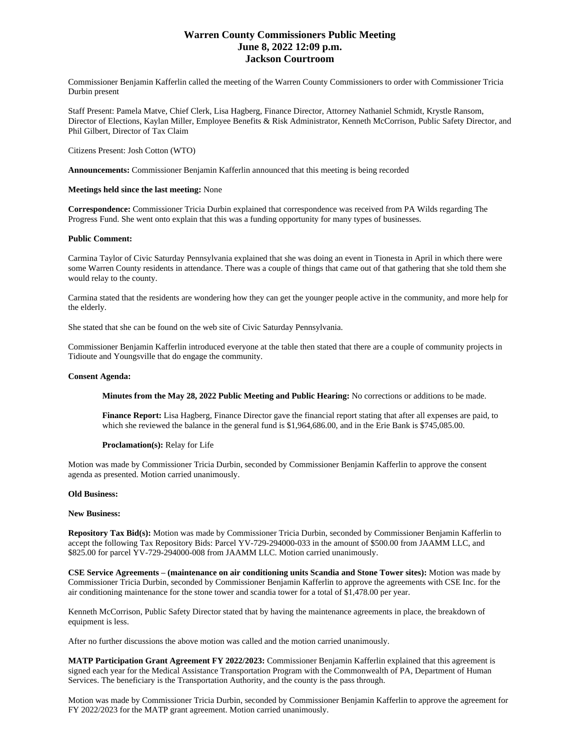# Warren County Commissioners Public Meeting
# June 8, 2022 12:09 p.m.
# Jackson Courtroom

Commissioner Benjamin Kafferlin called the meeting of the Warren County Commissioners to order with Commissioner Tricia Durbin present

Staff Present: Pamela Matve, Chief Clerk, Lisa Hagberg, Finance Director, Attorney Nathaniel Schmidt, Krystle Ransom, Director of Elections, Kaylan Miller, Employee Benefits & Risk Administrator, Kenneth McCorrison, Public Safety Director, and Phil Gilbert, Director of Tax Claim

Citizens Present: Josh Cotton (WTO)

**Announcements:** Commissioner Benjamin Kafferlin announced that this meeting is being recorded

**Meetings held since the last meeting:** None

**Correspondence:** Commissioner Tricia Durbin explained that correspondence was received from PA Wilds regarding The Progress Fund. She went onto explain that this was a funding opportunity for many types of businesses.

**Public Comment:**

Carmina Taylor of Civic Saturday Pennsylvania explained that she was doing an event in Tionesta in April in which there were some Warren County residents in attendance. There was a couple of things that came out of that gathering that she told them she would relay to the county.

Carmina stated that the residents are wondering how they can get the younger people active in the community, and more help for the elderly.

She stated that she can be found on the web site of Civic Saturday Pennsylvania.

Commissioner Benjamin Kafferlin introduced everyone at the table then stated that there are a couple of community projects in Tidioute and Youngsville that do engage the community.

**Consent Agenda:**

> **Minutes from the May 28, 2022 Public Meeting and Public Hearing:** No corrections or additions to be made.
>
> **Finance Report:** Lisa Hagberg, Finance Director gave the financial report stating that after all expenses are paid, to which she reviewed the balance in the general fund is $1,964,686.00, and in the Erie Bank is $745,085.00.
>
> **Proclamation(s):** Relay for Life

Motion was made by Commissioner Tricia Durbin, seconded by Commissioner Benjamin Kafferlin to approve the consent agenda as presented. Motion carried unanimously.

**Old Business:**

**New Business:**

**Repository Tax Bid(s):** Motion was made by Commissioner Tricia Durbin, seconded by Commissioner Benjamin Kafferlin to accept the following Tax Repository Bids: Parcel YV-729-294000-033 in the amount of $500.00 from JAAMM LLC, and $825.00 for parcel YV-729-294000-008 from JAAMM LLC. Motion carried unanimously.

**CSE Service Agreements – (maintenance on air conditioning units Scandia and Stone Tower sites):** Motion was made by Commissioner Tricia Durbin, seconded by Commissioner Benjamin Kafferlin to approve the agreements with CSE Inc. for the air conditioning maintenance for the stone tower and scandia tower for a total of $1,478.00 per year.

Kenneth McCorrison, Public Safety Director stated that by having the maintenance agreements in place, the breakdown of equipment is less.

After no further discussions the above motion was called and the motion carried unanimously.

**MATP Participation Grant Agreement FY 2022/2023:** Commissioner Benjamin Kafferlin explained that this agreement is signed each year for the Medical Assistance Transportation Program with the Commonwealth of PA, Department of Human Services. The beneficiary is the Transportation Authority, and the county is the pass through.

Motion was made by Commissioner Tricia Durbin, seconded by Commissioner Benjamin Kafferlin to approve the agreement for FY 2022/2023 for the MATP grant agreement. Motion carried unanimously.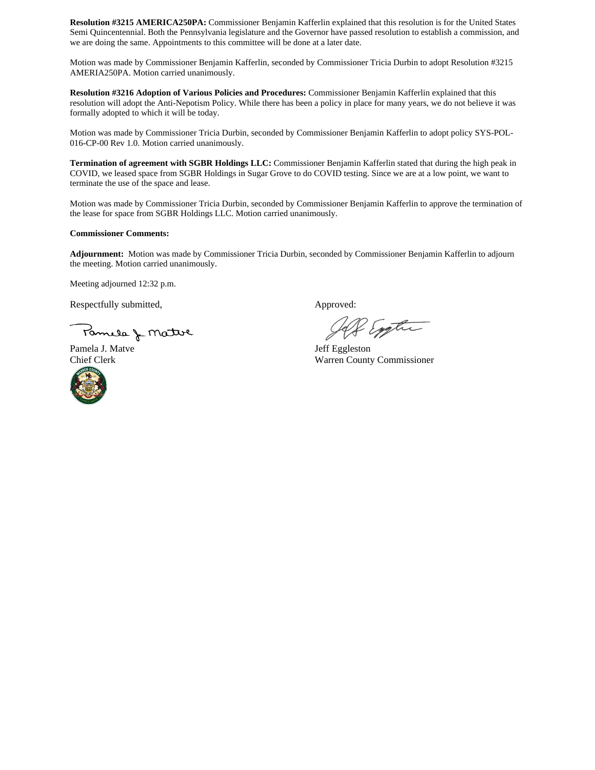**Resolution #3215 AMERICA250PA:** Commissioner Benjamin Kafferlin explained that this resolution is for the United States Semi Quincentennial. Both the Pennsylvania legislature and the Governor have passed resolution to establish a commission, and we are doing the same. Appointments to this committee will be done at a later date.

Motion was made by Commissioner Benjamin Kafferlin, seconded by Commissioner Tricia Durbin to adopt Resolution #3215 AMERIA250PA. Motion carried unanimously.

**Resolution #3216 Adoption of Various Policies and Procedures:** Commissioner Benjamin Kafferlin explained that this resolution will adopt the Anti-Nepotism Policy. While there has been a policy in place for many years, we do not believe it was formally adopted to which it will be today.

Motion was made by Commissioner Tricia Durbin, seconded by Commissioner Benjamin Kafferlin to adopt policy SYS-POL-016-CP-00 Rev 1.0. Motion carried unanimously.

**Termination of agreement with SGBR Holdings LLC:** Commissioner Benjamin Kafferlin stated that during the high peak in COVID, we leased space from SGBR Holdings in Sugar Grove to do COVID testing. Since we are at a low point, we want to terminate the use of the space and lease.

Motion was made by Commissioner Tricia Durbin, seconded by Commissioner Benjamin Kafferlin to approve the termination of the lease for space from SGBR Holdings LLC. Motion carried unanimously.

**Commissioner Comments:**

**Adjournment:** Motion was made by Commissioner Tricia Durbin, seconded by Commissioner Benjamin Kafferlin to adjourn the meeting. Motion carried unanimously.

Meeting adjourned 12:32 p.m.

Respectfully submitted,

Pamela J. Matve
Chief Clerk

Approved:

Jeff Eggleston
Warren County Commissioner